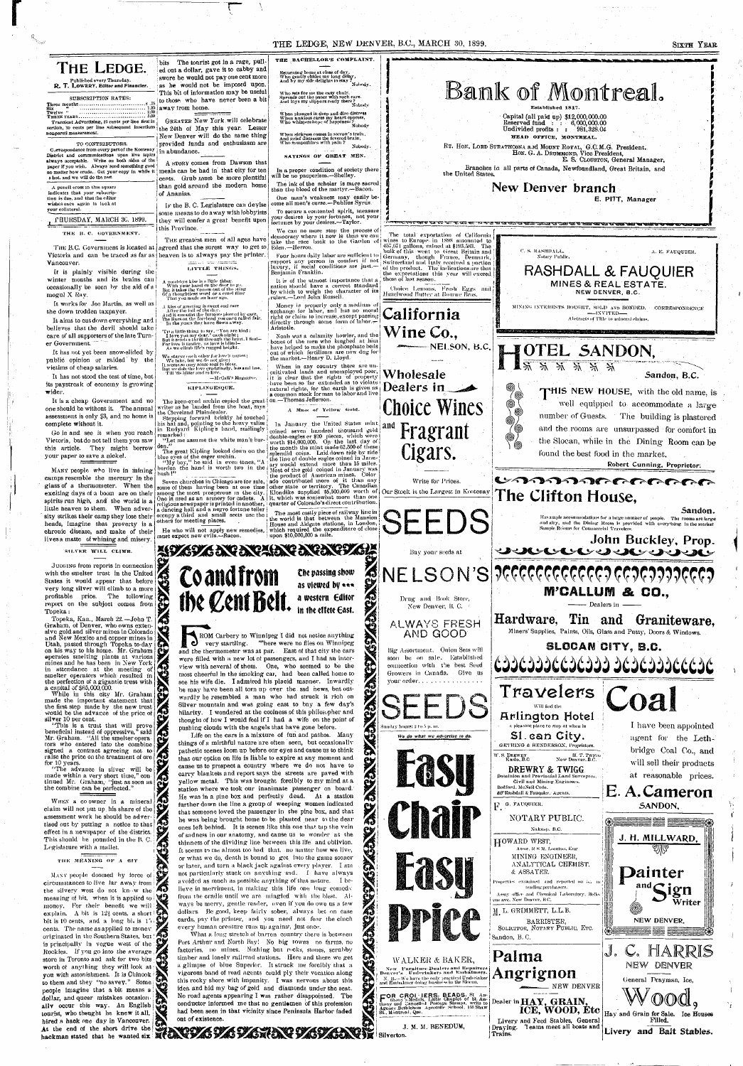# THE LEDGE.

Published every Thursday.

R. T. LOWERY, Editor and Financier.

SUBSCRIPTION RATES:

| | |
|---|---|
| Three months | .75 |
| Six " | 1.25 |
| Twelve " | 2.00 |
| THREE YEARS | 5.00 |

Transient Advertising, 25 cents per line first insertion, 10 cents per line subsequent insertions nonpareil measurement.

TO CONTRIBUTORS.

Correspondence from every part of the Kootenay District and communications upon live topics always acceptable. Write on both sides of the paper if you wish. Always send something good no matter how crude. Get your copy in while it is hot, and we will do the rest.

A pencil cross in this square indicates that your subscription is due, and that the editor wishes once again to look at your collateral.

THURSDAY, MARCH 30, 1899.

## THE B. C. GOVERNMENT.

The B.C. Government is located at Victoria and can be traced as far as Vancouver.

It is plainly visible during the winter months and its brains can occasionally be seen by the aid of a mogul X Ray.

It works for Joe Martin, as well as the down trodden taxpayer.

It aims to cut down everything and believes that the devil should take care of all supporters of the late Turner Government.

It has not yet been snow-slided by public opinion or raided by the victims of cheap salaries.

It has not stood the test of time, but its paystreak of economy is growing wider.

It is a cheap Government and no one should be without it. The annual assessment is only $3, and no home is complete without it.

Go in and see it when you reach Victoria, but do not tell them you saw this article. They might borrow your paper to save a nickel.

MANY people who live in mining camps resemble the mercury in the glass of a thermometer. When the exciting days of a boom are on their spirits run high, and the world is a little heaven to them. When adversity strikes their camp they lose their heads, imagine that poverty is a chronic disease, and make of their lives a matte of whining and misery.

## SILVER WILL CLIMB.

JUDGING from reports in connection with the smelter trust in the United States it would appear that before very long silver will climb to a more profitable price. The following report on the subject comes from Topeka:

Topeka, Kan., March 22.—John T. Graham, of Denver, who owns extensive gold and silver mines in Colorado and New Mexico and copper mines in Utah, passed through Topeka to-day on his way to his home. Mr. Graham operates smelting plants at various mines and he has been in New York in attendance at the meeting of smelter operators which resulted in the perfection of a gigantic trust with a capital of $65,000,000.

While in the city Mr. Graham made the important statement that the first step made by the new trust would be the advance of the price of silver 10 per cent.

"This is a trust that will prove beneficial instead of oppressive," said Mr. Graham. "All the smelter operators who entered into the combine signed a contract agreeing not to raise the price on the treatment of ore for 10 years.

"The advance in silver will be made within a very short time," continued Mr. Graham, "just as soon as the combine can be perfected."

WHEN a co owner in a mineral claim will not put up his share of the assessment work he should be advertised out by putting a notice to that effect in a newspaper of the district. This should be pounded in the B. C. Legislature with a mallet.

## THE MEANING OF A BIT

MANY people doomed by force of circumstances to live far away from the silvery west do not know the meaning of bit, when it is applied to money. For their benefit we will explain. A bit is 12½ cents, a short bit is 10 cents, and a long bit is 15 cents. The name as applied to money originated in the Southern States, but is principally in vogue west of the Rockies. If you go into the average store in Toronto and ask for two bits worth of anything they will look at you with astonishment. It is Chinook to them and they "no savey." Some people imagine that a bit means a dollar, and queer mistakes occasionally occur this way. An English tourist, who thought he knew it all, hired a hack one day in Vancouver. At the end of the short drive the hackman stated that he wanted six bits The tourist got in a rage, pulled out a dollar, gave it to cabby and swore he would not pay one cent more as he would not be imposed upon. This bit of information may be useful to those who have never been a bit away from home.

GREATER New York will celebrate the 24th of May this year. Lesser New Denver will do the same thing provided funds and enthusiasm are in abundance.

A STORY comes from Dawson that meals can be had in that city for ten cents. Grub must be more plentiful than gold around the modern home of Ananias.

IF the B. C. Legislature can devise some means to do away with lobbyists they will confer a great benefit upon this Province.

THE greatest men of all ages have agreed that the surest way to get to heaven is to always pay the printer.

## LITTLE THINGS.

A good-bye kiss is a little thing,
With your hand on the door to go,
But it takes the venom out of the sting
Of a thoughtless word or a cruel thing
That you made an hour ago.

A kiss of greeting is sweet and rare
After the toil of the day.
And it smooths the furrows plowed by care,
The lines on the forehead you once called fair
In the years that have flown away.

'Tis a little thing to say, "You are kind;
I love you my dear," each night;
But it sends a thrill through the heart, I find—
For love is tender, as love is blind—
As we climb life's rugged height.

We starve each other for love's caress;
We take, but we do not give;
It seems so easy some soul to bless,
But we dole the love grudgingly, less and less,
Till 'tis bitter and hard to live.

—McCall's Magazine.

## KIPLINGESQUE.

The keen-eyed urchin espied the great writer as he landed from the boat, says the Cleveland Plaindealer.

Stepping forward briskly he touched his hat and, pointing to the heavy valise in Rudyard Kipling's hand, smilingly remarked:

"Let me assume the white man's burden."

The great Kipling looked down on the blue eyes of the eager urchin.

"My boy," he said in even tones, "A burden the hand is worth two in the bush!"

Seven churches in Chicago are for sale, some of them having been at one time among the most prosperous in the city. One is used as an armory for cadets. A religious newspaper is printed in another, a dancing hall and a negro fortune teller occupy a third and small sects use the others for meeting places.

He who will not apply new remedies, must expect new evils.—Bacon.

## THE BACHELOR'S COMPLAINT.

Returning home at close of day,
Who gently chides my long delay,
And by my side delights to stay?
Nobody.

Who sets for me the easy chair,
Spreads out the paper with such care,
And lays my slippers ready there?
Nobody.

When plunged in deep and dire distress
When anxious cares my heart oppress,
Who whispers hope of happiness?
Nobody.

When sickness comes in sorrow's train,
And grief distracts the fevered brain,
Who sympathizes with my pain?
Nobody.

## SAYINGS OF GREAT MEN.

In a proper condition of society there will be no pauperism.—Shelley.

The ink of the scholar is more sacred than the blood of the martyr.—Bacon.

One man's weakness may easily become all men's curse.—Publius Syrus.

To secure a contented spirit, measure your desires by your fortunes, not your fortunes by your desires.—Taylor.

We can no more stop the process of democracy where it now is than we can take the race back to the Garden of Eden.—Herron.

Four hours daily labor are sufficient to support any person in comfort if not luxury, if social conditions are just.—Benjamin Franklin.

It is of the utmost importance that a nation should have a correct standard by which to weigh the character of its rulers.—Lord John Russell.

Money is properly only a medium of exchange for labor, and has no moral right or claim to increase, except passing directly through some form of labor.—Aristotle.

Noah was a calamity howler, and the bones of the men who laughed at him have helped to make the phosphate beds out of which fertilizers are now dug for the market.—Henry D. Lloyd.

When in any country there are uncultivated lands and unemployed poor, it is clear that the rights of property have been so far extended as to violate natural rights, for the earth is given as a common stock for man to labor and live on.—Thomas Jefferson.

## A Mass of Yellow Gold.

In January the United States mint coined seven hundred thousand gold double-eagles or $20 pieces, which were worth $14,000,000. On the last day of the month the mint made 62,500 of these splendid coins. Laid down side by side the line of double eagles coined in January would extend more than 15 miles. Most of the gold coined in January was the product of American mines. Colorado contributed more of it than any other state or territory. The Canadian Klondike supplied $5,500,000 worth of it, which was somewhat more than one quarter of Colorado's direct contribution.

The most costly piece of railway line in the world is that between the Mansion House and Aldgate stations, in London, which required the expenditure of close upon $10,000,000 a mile.

## To and from the Cent Belt.

### The passing show as viewed by a western Editor in the effete East.

FROM Carbery to Winnipeg I did not notice anything very startling. There were no flies on Winnipeg and the thermometer was at par. East of that city the cars were filled with a new lot of passengers, and I had an interview with several of them. One, who seemed to be the most cheerful in the smoking car, had been called home to see his wife die. I admired his placid manner. Inwardly he may have been all torn up over the sad news, but outwardly he resembled a man who had struck it rich on Silver mountain and was going east to buy a few days' hilarity. I wondered at the coolness of this philosopher and thought of how I would feel if I had a wife on the point of pushing clouds with the angels that have gone before.

Life on the cars is a mixture of fun and pathos. Many things of a mirthful nature are often seen, but occasionally pathetic scenes loom up before our eyes and cause us to think that our option on life is liable to expire at any moment and cause us to prospect a country where we do not have to carry blankets and report says the streets are paved with yellow metal. This was brought forcibly to my mind at a station where we took our inanimate passenger on board. He was in a pine box and perfectly dead. At a station farther down the line a group of weeping women indicated that someone loved the passenger in the pine box, and that he was being brought home to be planted near to the dear ones left behind. It is scenes like this one that tap the vein of sadness in our anatomy, and cause us to wonder at the thinness of the dividing line between this life and oblivion. It seems to me almost too bad that no matter how we live, or what we do, death is bound to get into the game sooner or later, and turn a black jack against every player. I am not particularly stuck on anything sad. I have always avoided as much as possible anything of that nature. I believe in merriment, in making this life one long comedy from the cradle until we are mingled with the blest. Always be merry, gentle reader, even if you do owe us a few dollars. Be good, keep fairly sober, always bet on case cards, pay the printer, and you need not fear the cinch every human creature runs up against, just once.

What a long stretch of barren country there is between Port Arthur and North Bay! No big towns, no farms, no factories, no mines. Nothing but rocks, stones, scrubby timber and lonely railroad stations. Here and there we get a glimpse of blue Superior. It struck me forcibly that a vigorous horde of road agents could ply their vocation along this rocky shore with impunity. I was nervous about this idea and hid my bag of gold and diamonds under the seat. No road agents appearing I was rather disappointed. The conductor informed me that no gentlemen of this profession had been seen in that vicinity since Peninsula Harbor faded out of existence.

# Bank of Montreal.

Established 1817.

Capital (all paid up) $12,000,000.00
Reserved fund : : 6,000,000.00
Undivided profits : : 981,328.04

HEAD OFFICE, MONTREAL.

RT. HON. LORD STRATHCONA and MOUNT ROYAL, G.C.M.G. President.
HON. G. A. DRUMMOND, Vice President,
E. S. CLOUSTON, General Manager,

Branches in all parts of Canada, Newfoundland, Great Britain, and the United States.

## New Denver branch

E. PITT, Manager

The total exportation of California wines to Europe in 1898 amounted to 457,571 gallons, valued at $195,563. The bulk of this went to Great Britain and Germany, though France, Denmark, Switzerland and Italy received a portion of the product. The indications are that the exportations this year will exceed those of last season.

Choice Lemons, Fresh Eggs and Hazelwood Butter at Bourne Bros.

## California Wine Co.,

NELSON, B.C.

## Wholesale Dealers in Choice Wines and Fragrant Cigars.

Write for Prices.

Our Stock is the Largest in Kootenay

## SEEDS

Buy your seeds at

## NELSON'S

Drug and Book Store, New Denver, B. C.

ALWAYS FRESH AND GOOD

Big Assortment. Onion Sets will soon be on sale. Established connection with the best Seed Growers in Canada. Give us your order. . . . . . . . . . . . .

## SEEDS

Sunday hours: 2 to 5 p. m.

*We do what we advertise to do.*

## Easy Chair Easy Price

WALKER & BAKER,

New Furniture Dealers and Repairers. Denver's Undertakers and Embalmers.

N. B.—We have the only practical Undertaker and Embalmer doing business in the Slocan.

FOR CROCHETERS, BEADS, St. Anthony's Medals, Little Chaplet of St. Anthony and Cancelled Postage Stamps, write to Agency Bethlehem Apostolic School, 153 Shaw St., Montreal, Que.

J. M. M. BENEDUM,

Silverton.

C. S. RASHDALL, Notary Public. A. E. FAUQUIER.

## RASHDALL & FAUQUIER

MINES & REAL ESTATE.

NEW DENVER, B.C.

MINING INTERESTS BOUGHT, SOLD AND BONDED. CORRESPONDENCE —INVITED—

Abstracts of Title to mineral claims.

## HOTEL SANDON,

Sandon, B.C.

THIS NEW HOUSE, with the old name, is well equipped to accommodate a large number of Guests. The building is plastered and the rooms are unsurpassed for comfort in the Slocan, while in the Dining Room can be found the best food in the market.

Robert Cunning, Proprietor.

## The Clifton House,

Sandon.

Has ample accommodations for a large number of people. The rooms are large and airy, and the Dining Room is provided with everything in the market Sample Rooms for Commercial Travelers.

John Buckley, Prop.

## M'CALLUM & CO.,

Dealers in

## Hardware, Tin and Graniteware,

Miners' Supplies, Paints, Oils, Glass and Putty, Doors & Windows.

SLOCAN CITY, B.C.

## Travelers

Will find the

## Arlington Hotel

a pleasant place to stop at when in

## Slocan City.

GETHING & HENDERSON, Proprietors.

W. S. DREWRY, Kaslo, B.C. H. T. TWIGG, New Denver, B.C.

## DREWRY & TWIGG

Dominion and Provincial Land Surveyors. Civil and Mining Engineers.

Bedford, McNeil Code.

Rashdall & Fauquier, Agents.

F. G. FAUQUIER.

NOTARY PUBLIC.

Nakusp, B.C.

HOWARD WEST,

Assoc. R S M, London, Eng

MINING ENGINEER, ANALYTICAL CHEMIST, & ASSAYER.

Properties examined and reported on for intending purchasers.

Assay office and Chemical Laboratory, Bellevue ave, New Denver, B.C.

M. L. GRIMMETT, L.L.B.

BARRISTER,

SOLICITOR, NOTARY PUBLIC, ETC.

Sandon, B. C.

## Palma Angrignon

NEW DENVER

Dealer in HAY, GRAIN, ICE, WOOD, Etc

Livery and Feed Stables, General Draying. Teams meet all boats and Trains.

## Coal

I have been appointed agent for the Lethbridge Coal Co., and will sell their products at reasonable prices.

## E. A. Cameron

SANDON.

## J. H. MILLWARD,

Painter and Sign Writer

NEW DENVER.

## J. C. HARRIS

NEW DENVER

General Drayman, Ice,

## Wood,

Hay and Grain for Sale. Ice Houses Filled.

Livery and Bait Stables.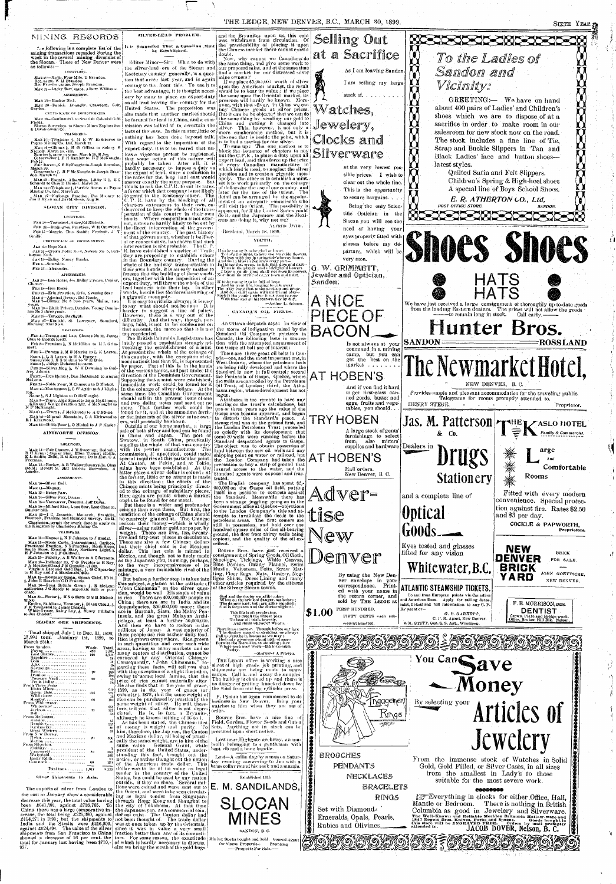## MINING RECORDS

The following is a complete list of the mining transactions recorded during the week in the several mining divisions of the Slocan. Those of New Denver were as follows:—

LOCATIONS.

MAR 20—Marie, Four Mile, D Brandon.
Rec, same, W H Brandon.
Roc Fraction, same, Joseph Brandon.
MAR 24—Lucky Bart, same, Albert Williams.

ASSESSMENTS.

MAR 13—Monitor No 2.
MAR 20—Daniel, Donnelly, Crawford, Galt, Gordon.

CERTIFICATE OF IMPROVEMENTS.

MAR 20—Continental, to Scottish Colonial Gold Fields.
Slocan Sovereign to Slocan Mines Exploration & Development Co.

TRANSFERS.

MAR 14—Telephone ¼, H W Rathborne to Payne Mining Co, Ltd, March 12.
MAR 20—Climax ⅛, H G Gilbert to Sidney M Nichols, March 10, $50.
Sunrise ⅛, same to same, March 10, $1,500.
Concentrator ⅛, F H Bartlett to B F McNaught, Feb 15.
Fair Haven, B F McNaught to Joseph Brandon, March 20.
Concentrator, B F McNaught to Joseph Brandon, March 20.
MAR 22—Phoenix, Alhambra, Libby R ⅛, K G Schmidt to Chas D Hunter, March 21.
MAR 24—Telephone ¾, Patrick Burns to Payne Mining Co, Ltd, March 22.
MAR 27—Furlough Fraction, Pat Mooney to Joe D Ryan and David Sloan, Aug 10.

### SLOCAN CITY DIVISION.

LOCATIONS.

FEB 20—Townsend, Aster, Ed Nicholls.
FEB 21—Burlington Fraction, W H Crawford.
FEB 25—Maggie, Bro. Smith; Frederic, J T Smith.

CERTIFICATES OF IMPROVEMENTS.

JAN 16—Hope No 2.
JAN 21—Crown Point No 8, Nelson No 5, Arlington No 4.
JAN 19—Dalby, Nancy Hanks.
FEB 9—Emeralds.
FEB 13—Alexander.

ASSESSMENTS.

JAN 27—Iron Horse, Joe Bailey 2 years, Trapper, Chester.
FEB 18—Iron Horse.
FEB 21—Erin Fraction, Erin, Evening Star.
MAR 2—Admiral Dewey, Del Monte.
MAR 3—Climax No 2 two years, Maine, two years.
MAR 10—Black Prince, Dundee, Young Dominion No 2 three years.
MAR 25—Torpedo, Dayllght.
MAR 27—Kimball, St Lawrence, Standard, Morning Star No 4.

TRANSFERS.

FEB 1—Treaties and Lost Chance No II, James Cran to George Kydd.
Feb 20—Paradaise ½, N McMillan to M L Grimmett.
FEB 7—Ferdan ⅓, M D Merritt to L K Larson.
Same ⅓, L K Larson to H A Prosser.
Sunnyside ½, R S Stinson to W E Dale.
Same ½, Joseph Duhamel to same.
FEB 23—Silver King ½, W H Downing to Godfrey Adams.
FEB 27—Iron Horse ⅛, Dan McDonald to Angus McLeod.
FEB 28—Noble Four, M Cameron to D Nichol.
MAR 6—Moosemere ⅓, C W Aylin to S J Mighton.
Same ⅓, S J Mighton to D McNaught.
MAR 8—Truro, Alex Stuart to John McKinnon, $50 and Wedge Fraction 1/12, J McNaught to N F McNaught.
MAR 11—Truro ⅛, J McKinnon to A C Behne.
MAR 13—Mineral Mountain, C A Kirkwood to E I Kirkwood.
MAR 18—Noble Four ⅛, D Nichol to J F Kesler.

### AINSWORTH DIVISION.

LOCATIONS.

MAR 13—Fair Chance, J M Sweeney; Bodoulu, S H Kemp; Copper Star, Ellen Turner; Mollie, E L Smith; Dolu, R M Kenyon; De la Mar, C A Freeman.
MAR 16—Relief, A B Walker; Sunnyside, Chas Dodd; Robert S, Mat Berke; Showshoe, A Asselin.

ASSESSMENTS.

MAR 10—Silver Bell.
MAR 11—Magnet.
MAR 13—Bears Paw.
MAR 14—Silver Fox, Dream.
MAR 16—Vancouver, Deserter, Jeff Davis.
MAR 20—Milford Star, Lone Star, Last Chance, Bunker hill.
MAR 27—I C, Jeanette, Monarch, Franklin, Humbolt, Franklin and Humbolt survey, No 31, Charleston, permit for twelve done to apply on the Kingston by Charleston Mining Co.

TRANSFERS.

MAR 13—Magnet ⅛, N F Johnson to J Endal.
MAR 16—Monte Carlo, International, Cariboo, Fractional Fraction, N S Fraction, North Slope, South Slope, Evening Star, Northern Light, ⅛, H F Johnson to C F Caldwell.
MAR 18—Fidelity, A B Walker to A C Bussette.
MAR 21—Indicator ⅛, W G Proctor to H Roy, J A Mcdonald and J R Cowan, $1,600.
Virginia Dare and Gold Bug ⅛, G C Spearing to H Roy and J A Macdonald, $500.
MAR 22—Kootenay Queen, Slocan Chief, No 20, ⅛, John E Reavis to C D Francis.
MAR 25—Great British Group ⅛, R McLean authorizes J G Moody to negotiate sale or purchase.
MAR 21—Rector ⅛, H S Gillette to S H Nichols, $2,500.
Emden, St Albans, Vermont ⅛, Black Cloud ⅛, F H Townsend to James Chisholm.
White Grouse, Rainy Day ⅛, Henry Pellkahn to Jas Chisholm.

### SLOCAN ORE SHIPMENTS.

Total shipped July 1 to Dec. 31, 1898, 17,994 tons. January 1st, 1899, to March 25th:

| | Week | Total |
|---|---|---|
| From Sandon. | | |
| Payne | | 4550 |
| Last Chance | | 1,010 |
| Sapphire | | 40 |
| Coin | | 12 |
| Ajax | | 20 |
| Sovereign | | 60 |
| Reco | 20 | 180 |
| Dardanelles | | 100 |
| Treasure Vault | 20 | 36 |
| Trade Dollar | | 78 |
| From Three Forks. | | |
| Idaho Mines | | 610 |
| Queen Bess | 124 | 924 |
| Wild Goose | | 15 |
| Monitor | 20 | 80 |
| From Whitewater. | | |
| Whitewater | | 651 |
| Jackson | 11 | 357 |
| Bell | | 38 |
| From McGuigan. | | |
| Antoine | | 45 |
| Rambler | | 235 |
| Dardanelles | | 60 |
| Great Western | | 18 |
| From New Denver. | | |
| Bosun | 20 | 300 |
| Marion | | 20 |
| From Silverton. | | |
| Fidelity | | 7 |
| Vancouver | 20 | 300 |
| Wakefield | | 580 |
| Emily Edith | | 40 |
| Comstock | 60 | 120 |
| Total tons | 1,017 | 9,220 |

**Silver Shipments to Asia.**

The exports of silver from London to the east in January show a considerable decrease this year, the total value having been £641,880, against £738,765. To China there was a large comparative increase, the total being £225,880, against £114,271 in 1898; but the shipments to India and the Straits were £416,500, against £624,494. The value of the silver shipments from San Francisco to China showed a decrease of 10 per cent. the total for January last having been $710,-937.

## SILVER-LEAD PROBLEM.

**It is Suggested That a Canadian Mint be Established.**

Editor Miner—Sir: What to do with the silver-lead ore of the Slocan and Kootenay country generally, is a question that arose last year, and is again coming to the front this. To use it to the best advantage, it is thought necessary by many to place an export duty on all lead leaving the country for the United States. The proposition was also made that another market should be forced for lead in China, and a commission was talked of to ascertain the facts of the case. In this matter little or nothing has been done beyond talk. With regard to the imposition of the export duty, it is to be feared that unless a vigorous protest be registered, that some action of this nature will probably be taken. After all, it is hardly necessary to impose a duty on the export of lead, since a reduction in the rates for the long haul east would answer exactly the same purpose. But this is to ask the C.P.R. to cut its rates, a favor which that company is not likely to grant to the Kootenay miner. The C.P.R. have by the blocking of all charters extensions to their own, endeavored to keep the whole of the transportation of this country in their own hands. Where competition is not existent, rates are hardly likely to be set by the direct intervention of the government of the country. The past history of that government, whether it be liberal or conservative, has shown that such intervention is not probable. The C. P. R. have established a smelter at Trail; they are proposing to establish others in the Boundary country. Having the whole of the railway transportation in their own hands, it is an easy matter to foresee that the building of these smelters, together with the imposition of an export duty, will throw the whole of the lead business into their lap. In other words, herein lies the foreshadowing of a gigantic monopoly.

It is easy to criticize always; it is easy to say what should not be done. It is harder to suggest a line of policy. However, there is a way out of the difficulty. And that way, though, perhaps, bold, is not to be condemned on that account, the more so that it is not unprecedented.

The British Columbia Legislature has lately passed a resolution strongly advocating the establishment of a mint. At present the whole of the coinage of this country, with the exception of denominations less than $1, is represented by paper. Part of this is in the hands of the various banks, and part under the direction of the Dominion Government. Supposing that a mint were established, immediate work could be found for it in the coinage of silver dollars. At the same time the Canadian Government should call in the present issue of one and two dollar notes and send out no more. That further work could be found for it, and at the same time further the interests of the silver mine owners, will presently be shown.

Outside of our home market, a large sale of both silver and lead can be found in China and Japan. The port of Swatow, in South China, practically supplies the whole of that vast country with its pewter manufactures. The commission, if appointed, could make special inquiries at this particular point. At Canton, at Pekin, and at Tokio, mints have been established. At the latter place a silver dollar is coined; at the former, little or no attempt is made in this direction; the efforts of the Chinese mints being principally directed to the coinage of subsidiary pieces. Here again are points where a market ought to be found for our metal.

But there is a wider and profounder scheme than even these. But first, the condition of the coinage of China should be cursorily glanced at. The Chinese reckon their money—which is wholly silver—using neither gold nor paper, by weight. There are five, ten, twenty-five and fifty-cent pieces in circulation. There are also a few Chinese dollars but their chief coin is the Mexican dollar. This last coin is minted in Mexico, and though not so finely made as the Japanese yen, is owing, perhaps, to the very inexpensiveness of its mintage, a very formidable rival of the other.

But before a further step is taken into this subject, a glance at the attitude of "John Chinaman" on the silver question would be well. His staple of value is rice. There are 400,000,000 people in China; there are in India and its dependencies, 300,000,000 more; there are in Burmah, Siam, the Malay Peninsula, and the great Malayan Archipelago, at least a further 50,000,000. And then we have to reckon in the millions of Japan. A vast majority of these people use rice as their daily food. Rice is grown everywhere. Rice, grown in such quantities and over such wide areas, having so many markets and so many centers of distribution, cannot be cornered by any Oriental Chicago. Consequently, "John Chinaman," regarding these facts, will tell you that, with the exception of a slight fluctuation, owing to some local famine, that the price of rice cannot materially alter. He also finds that in the year of grace 1899, as in the year of grace (or calamity), 1873, that the same weight of rice can be purchased by practically the same weight of silver. He will, therefore, tell you that silver is not depreciated. He is, in fact, a Bryanite, although he knows nothing of 16 to 1.

As has been stated, the Chinese idea of money is weight and purity. To him, therefore, the Jap yen, the Canton and Mexican dollar, all being of practically the same weight and purity, are the same value. General Grant, while president of the United States, understanding this fact, brought out the notion, or rather thought out the notion, of the American trade dollar. This dollar was to be of no value as legal tender in the country of the United States, but could be used by any nation outside, if they so chose. Several millions were coined and were sent out to the Orient, and were to be seen circulating as legal tender from Singapore through Hong Kong and Shanghai to the city of Yokohama. At that time the Japanese yen, as a commercial coin, did not exist. The Canton dollar had not been thought of. The trade dollar was at once taken up by the Orientals, since it was in value a very small fraction better than any of its contemporaries. For some reason, the excellence of which is hardly necessary to discuss, else we bring the wrath of the gold bugs and the Bryanites upon us, this coin was withdrawn from circulation. Of the practicability of placing it upon the Chinese market there cannot exist a doubt.

Now, why cannot we Canadians do the same thing, and give some work to our proposed mint, and at the same time find a market for our distressed silver mine owners?

If we place $5,000,000 worth of silver upon the American market, the result would be to lower its value; if we place the same upon the Oriental market, its presence will hardly be known. Moreover, with that silver, in China we can buy Chinese goods at silver prices. But it can be objected that we can do the same thing by sending our gold to China and getting it changed into silver. This, however, is not only a more cumbersome method, but it is also one that is beside the point, which is to find a market for our silver.

To sum up: The one method is to block the issuance of charters to any thing in the way of a smelter and the export lead, and thus force up the price of every Canadian manufacture in which lead is used, to neglect the silver question and to create a gigantic monopoly. The other is to establish a mint, set it to work primarily on the coinage of dollars for the use of our country, and later for the use of the Orient. The detail can be arranged by the appointment of an adequate commission who will visit the Orient. The possibility is apparent, for if the United States could do it, and the Japanese and the Mexicans are doing it, why not we?

ALFRED DYER.

Rossland, March 18, 1899.

## YOUTH.

If to be young is to be glad at heart,
To think the birds do know the sweetest flowers,
To hear with joy in springtide's breezy hours,
And find a jollity in Autumn's every part—
In things that cross in rich that dies and dart—
Then in the glory and all delightful hours,
I here's a youth that shall not lose its powers,
Nor dread the strife of cruel town and mart.

If to be young is to be full of hope,
And tip your life, longing to cast away
Betray that Sidon holds from day to day
Such is the young bud whose fair hope grows,
And lo, a child again with mirth and play—
Such is the youth I strive for, strong to cope
With time and all his terrors day by day.

—Arthur L. Salmon.

## CANADA'S OIL FIELDS.

An Ottawa despatch says: In view of the storm of indignation raised by the Standard Oil Company's practices in Canada, the following facts in connection with the attempted acquirement of the Gaspe oil belt are of interest:

There are three great oil belts in Canada—one, and the most important one, in West Ontario, where the petroleum beds are being fully developed and where the Standard is now in full control; second the Peninsula of Gaspe, Quebec, where the wells are controlled by the Petroleum Oil Trust, of London; third, the Athabasca region, where development has not begun.

Athabasca is too remote to have any bearing on the trust's calculations, but two or three years ago the value of the Gaspe area became apparent, and began to disturb the Standard's peace. A strong rival was on the ground first, and the London Petroleum Trust proceeded so quietly with its development that some 20 wells were running before the Standard despatched agents to Gaspe. The object was to obtain possession of land between the new oil wells and any shipping point on water or railroad, but the London Company had taken the precaution to buy a strip of ground that insured access to the water, and the Standard agents were exposed and frustrated.

The English company has spent $2,000,000 on the Gaspe oil field, putting itself in a position to compete against the Standard. Meanwhile there has been a strange juggling going on in the Government office at Quebec—objections to the London Company's title and attempts to invalidate the deeds to the petroleum areas. The first owners are still in possession, and hold over one hundred square miles of fine oil-bearing ground, the flow from thirty wells being copious, and the quality of the oil excellent.

Bourne Bros. have just received a consignment of Spring Goods, Oil Cloth, Sheetings, Tickings, White Canvas, Blue Denims, Outing Flannel, Swiss Muslin, Velveteen, Tables, Straw Matting, Floor Rugs, Mats, Hosiery, Negligee Shirts, Dress Lining and many other articles required by the citizens of the Silvery Slocan towns.

God and the doctor we alike adore
When on the brink of danger, not before;
The danger past, both are alike requited;
God is forgotten and the doctor slighted.

This life is oft perplexing,
'Tis much the wisest plan
To bear all trials bravely,
And smile whene'er we can.

There is no morrow. Though before our face
The shadow named so stretches, we always
Fail to overtake it. Hasten as we may;
God only gives our island inch of space
Of now, to labor and to stand upon
Where each may work—the inviolable
To-day.

—Marquis d J. Preston.

THE LEDGE office is working a nice stock of high grade job printing, and shipments are being made to many camps. Call in and assay the samples. The building is chained up and there is no danger of getting knocked down by the wind from our big cylinder press.

F. Pyman has again commenced to do business in New Denver. Bring your watches to him when they are out of order.

Bourne Bros. have a nice line of Field, Garden, Flower Seeds and Onion Sets. Anything not in stock can be procured upon short notice.

Lost near Highgate archway, an umbrella belonging to a gentleman with bent rib and a bone handle.

Lost—A collie dog by a man on Saturday evening answering to Jim with a brass collar round his neck and a muzzle.

Established 1895.

**E. M. SANDILANDS,**

# SLOCAN MINES

SANDON, B.C.

Mining Stocks bought and Sold. General Agent for Slocan Properties. Promising Prospects For Sale.

---

# Selling Out at a Sacrifice

As I am leaving Sandon I am selling my large stock of...

# Watches, Jewelery, Clocks and Silverware

at the very lowest possible prices. I wish to clear out the whole line. This is the opportunity to secure bargains. . . .

Being the only Scientific Optician in the Slocan you will see the need of having your eyes properly fitted with glasses before my departure, which will be very soon.

**G. W. GRIMMETT,**
Jeweler and Optician,
Sandon.

---

# A NICE PIECE OF BACON

Is not always at your command in a mining camp, but you can get the best on the market . . . .

# AT HOBEN'S

And if you find it hard to get first-class canned goods, butter and eggs, fruits and vegetables, you should . . . .

# TRY HOBEN

A large stock of gents' furnishings to select from; also miners' supplies and hardware

# AT HOBEN'S

Mail orders.
New Denver, B. C.

---

# Advertise New Denver

By using the New Denver envelope in your correspondence. Printed with your name in the return corner, and sold by THE LEDGE at

**$1.00** FIRST HUNDRED.
FIFTY CENTS each subsequent hundred.

---

# To the Ladies of Sandon and Vicinity:

GREETING:— We have on hand about 400 pairs of Ladies' and Children's shoes which we are to dispose of at a sacrifice in order to make room in our salesroom for new stock now on the road. The stock includes a fine line of Tie, Strap and Buckle Slippers in Tan and Black Ladies' lace and button shoes—latest styles.

Quilted Satin and Felt Slippers.
Children's Spring & High-heel shoes
A special line of Boys' School Shoes.

**E. R. ATHERTON CO., Ltd,**
POST OFFICE STORE. SANDON.

---

# Shoes Shoes

# HATS HATS

We have just received a large consignment of thoroughly up-to-date goods from the leading Eastern dealers. The prices will not allow the goods to remain long in stock. Call early.

# Hunter Bros.

SANDON ROSSLAND

---

# The Newmarket Hotel,

NEW DENVER, B. C.

Provides ample and pleasant accommodation for the traveling public.
Telegrams for rooms promptly attended to.

HENRY STEGE. Proprietor.

---

**Jas. M. Patterson & Co.**

Dealers in

# Drugs Stationery

and a complete line of

# Optical Goods

Eyes tested and glasses fitted for any vision

# Whitewater, B.C.

---

# THE KASLO HOTEL

Family & Commercial.

**Large And Comfortable Rooms**

Fitted with every modern convenience. Special protection against fire. Rates $2.50 and $3 per day.

COCKLE & PAPWORTH, Proprietors.

---

# NEW DENVER BRICK YARD

BRICK FOR SALE.

JOHN GOETTSCHE, NEW DENVER.

---

**ATLANTIC STEAMSHIP TICKETS.**

To and from European points via Canadian and American lines. Apply for sailing dates, rates, tickets and full information to any C.P. Ry agent or—

G. B. GARRETT,
C. P. R. Agent, New Denver.
WM. STITT, Gen. S. S. Agt., Winnipeg.

---

**F. E. MORRISON, DDS.**
**DENTIST**
Crown, Plate and Bridge work.
Office, Broken Hill Blk. Nelson.

---

# You Can Save Money

By selecting your

# Articles of Jewelry

From the immense stock of Watches in Solid Gold, Gold Filled, or Silver Cases, in all sizes from the smallest in Lady's to those suitable for the most severe work.

BROOCHES
PENDANTS
NECKLACES
BRACELETS
RINGS

Engagement Rings

Set with Diamonds, Emeralds, Opals, Pearls, Rubies and Olivines.

Everything in clocks for either Office, Hall, Mantle or Bedroom. There is nothing in British Columbia as good in Jewelery and Silverware. The Well-Known and Reliable Meriden Britannia Hollow Ware and 1847 Rogers Bros. Knives, Forks and Spoons. Goods bought in this store will be ENGRAVED FREE. Orders by mail promptly attended to.

**JACOB DOVER, Nelson, B. C.**